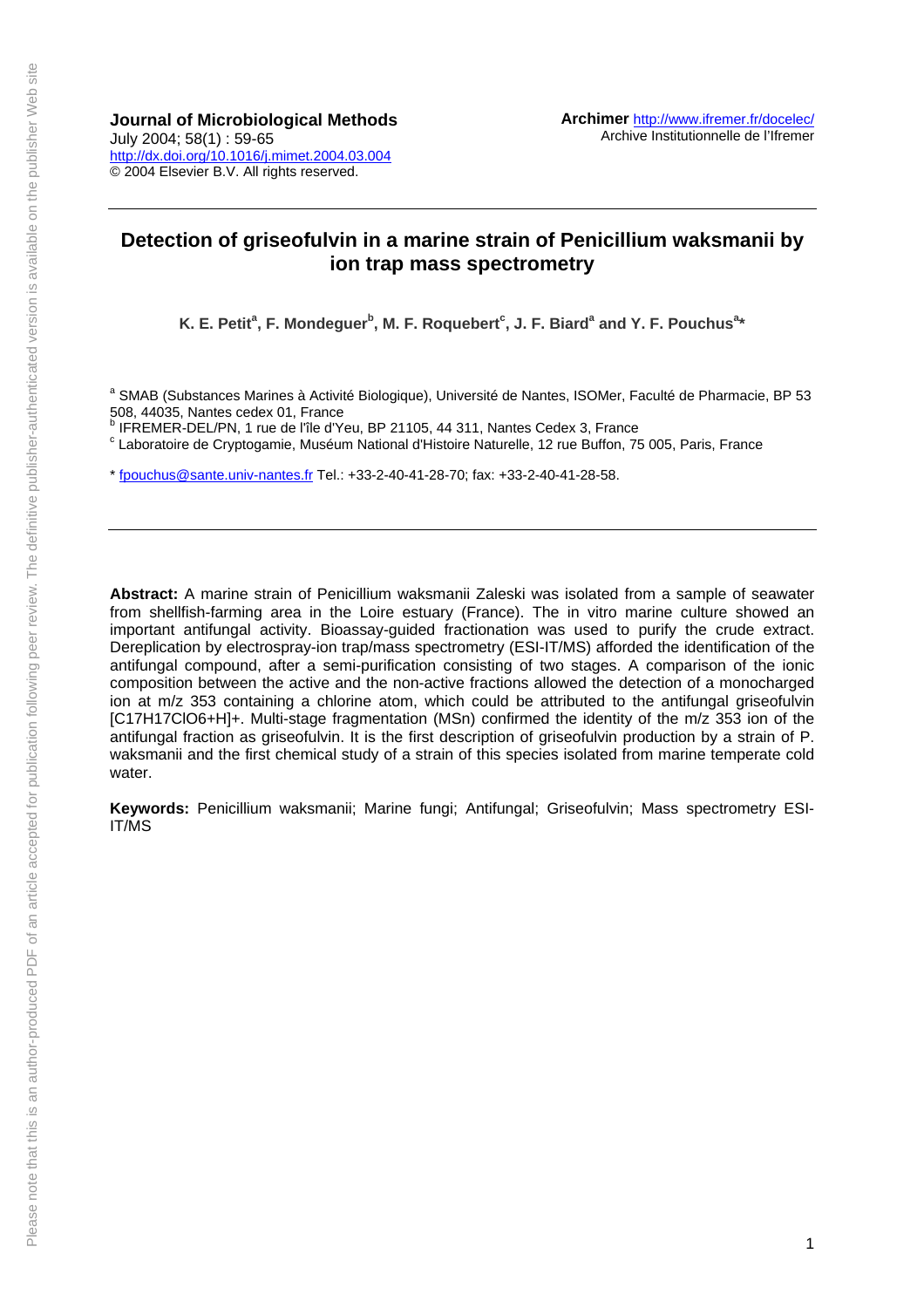**Journal of Microbiological Methods**
July 2004; 58(1) : 59-65
http://dx.doi.org/10.1016/j.mimet.2004.03.004
© 2004 Elsevier B.V. All rights reserved.

**Archimer** http://www.ifremer.fr/docelec/
Archive Institutionnelle de l'Ifremer

# Detection of griseofulvin in a marine strain of Penicillium waksmanii by ion trap mass spectrometry

**K. E. Petit[a], F. Mondeguer[b], M. F. Roquebert[c], J. F. Biard[a] and Y. F. Pouchus[a]***

[a] SMAB (Substances Marines à Activité Biologique), Université de Nantes, ISOMer, Faculté de Pharmacie, BP 53 508, 44035, Nantes cedex 01, France
[b] IFREMER-DEL/PN, 1 rue de l'île d'Yeu, BP 21105, 44 311, Nantes Cedex 3, France
[c] Laboratoire de Cryptogamie, Muséum National d'Histoire Naturelle, 12 rue Buffon, 75 005, Paris, France

* fpouchus@sante.univ-nantes.fr Tel.: +33-2-40-41-28-70; fax: +33-2-40-41-28-58.

**Abstract:** A marine strain of Penicillium waksmanii Zaleski was isolated from a sample of seawater from shellfish-farming area in the Loire estuary (France). The in vitro marine culture showed an important antifungal activity. Bioassay-guided fractionation was used to purify the crude extract. Dereplication by electrospray-ion trap/mass spectrometry (ESI-IT/MS) afforded the identification of the antifungal compound, after a semi-purification consisting of two stages. A comparison of the ionic composition between the active and the non-active fractions allowed the detection of a monocharged ion at m/z 353 containing a chlorine atom, which could be attributed to the antifungal griseofulvin $[C_{17}H_{17}ClO_6+H]^+$. Multi-stage fragmentation (MSn) confirmed the identity of the m/z 353 ion of the antifungal fraction as griseofulvin. It is the first description of griseofulvin production by a strain of P. waksmanii and the first chemical study of a strain of this species isolated from marine temperate cold water.

**Keywords:** Penicillium waksmanii; Marine fungi; Antifungal; Griseofulvin; Mass spectrometry ESI-IT/MS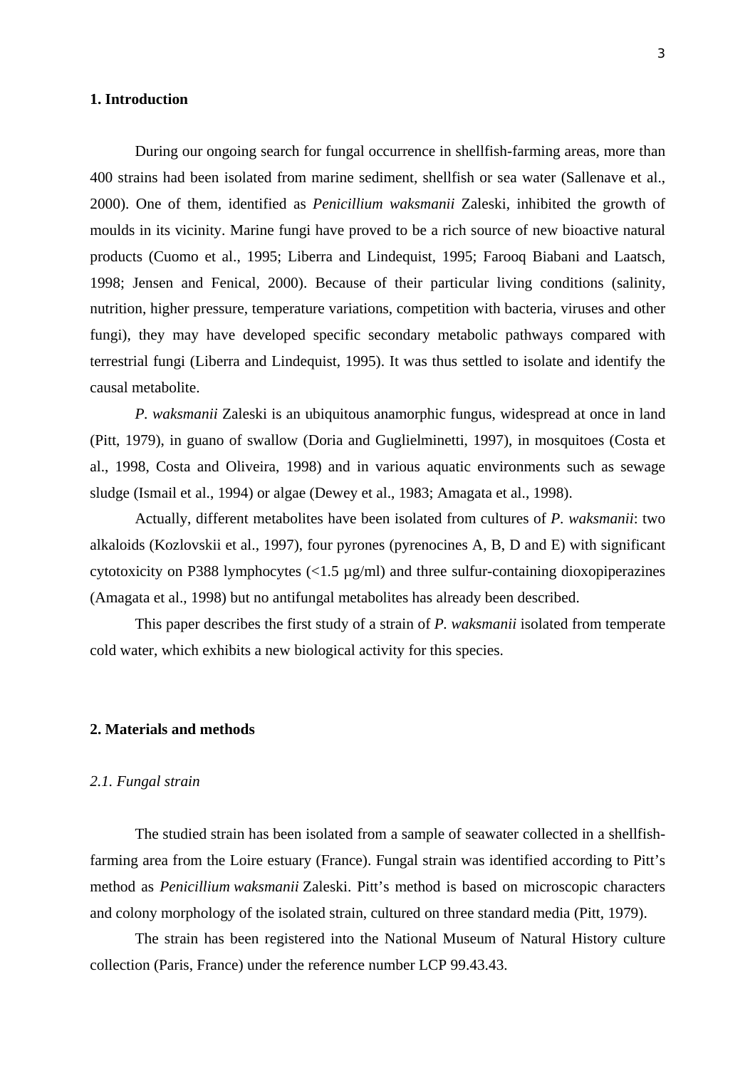## 1. Introduction

During our ongoing search for fungal occurrence in shellfish-farming areas, more than 400 strains had been isolated from marine sediment, shellfish or sea water (Sallenave et al., 2000). One of them, identified as *Penicillium waksmanii* Zaleski, inhibited the growth of moulds in its vicinity. Marine fungi have proved to be a rich source of new bioactive natural products (Cuomo et al., 1995; Liberra and Lindequist, 1995; Farooq Biabani and Laatsch, 1998; Jensen and Fenical, 2000). Because of their particular living conditions (salinity, nutrition, higher pressure, temperature variations, competition with bacteria, viruses and other fungi), they may have developed specific secondary metabolic pathways compared with terrestrial fungi (Liberra and Lindequist, 1995). It was thus settled to isolate and identify the causal metabolite.

*P. waksmanii* Zaleski is an ubiquitous anamorphic fungus, widespread at once in land (Pitt, 1979), in guano of swallow (Doria and Guglielminetti, 1997), in mosquitoes (Costa et al., 1998, Costa and Oliveira, 1998) and in various aquatic environments such as sewage sludge (Ismail et al., 1994) or algae (Dewey et al., 1983; Amagata et al., 1998).

Actually, different metabolites have been isolated from cultures of *P. waksmanii*: two alkaloids (Kozlovskii et al., 1997), four pyrones (pyrenocines A, B, D and E) with significant cytotoxicity on P388 lymphocytes (<1.5 µg/ml) and three sulfur-containing dioxopiperazines (Amagata et al., 1998) but no antifungal metabolites has already been described.

This paper describes the first study of a strain of *P. waksmanii* isolated from temperate cold water, which exhibits a new biological activity for this species.

## 2. Materials and methods

### *2.1. Fungal strain*

The studied strain has been isolated from a sample of seawater collected in a shellfish-farming area from the Loire estuary (France). Fungal strain was identified according to Pitt's method as *Penicillium waksmanii* Zaleski. Pitt's method is based on microscopic characters and colony morphology of the isolated strain, cultured on three standard media (Pitt, 1979).

The strain has been registered into the National Museum of Natural History culture collection (Paris, France) under the reference number LCP 99.43.43.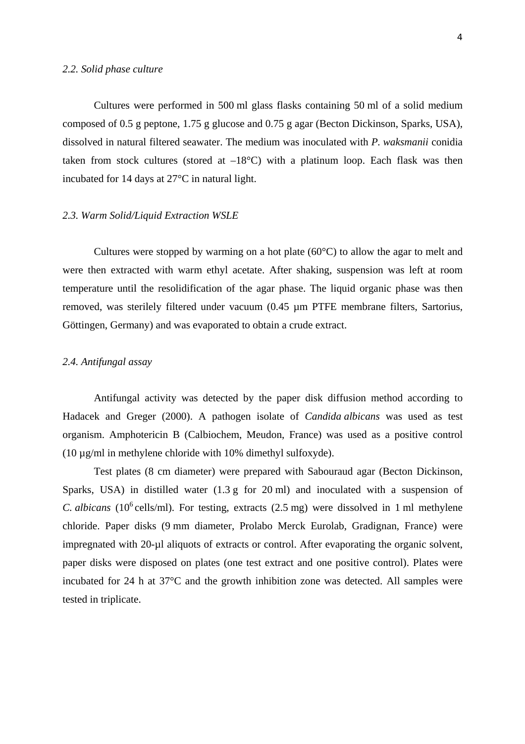*2.2. Solid phase culture*

Cultures were performed in 500 ml glass flasks containing 50 ml of a solid medium composed of 0.5 g peptone, 1.75 g glucose and 0.75 g agar (Becton Dickinson, Sparks, USA), dissolved in natural filtered seawater. The medium was inoculated with *P. waksmanii* conidia taken from stock cultures (stored at –18°C) with a platinum loop. Each flask was then incubated for 14 days at 27°C in natural light.

*2.3. Warm Solid/Liquid Extraction WSLE*

Cultures were stopped by warming on a hot plate (60°C) to allow the agar to melt and were then extracted with warm ethyl acetate. After shaking, suspension was left at room temperature until the resolidification of the agar phase. The liquid organic phase was then removed, was sterilely filtered under vacuum (0.45 µm PTFE membrane filters, Sartorius, Göttingen, Germany) and was evaporated to obtain a crude extract.

*2.4. Antifungal assay*

Antifungal activity was detected by the paper disk diffusion method according to Hadacek and Greger (2000). A pathogen isolate of *Candida albicans* was used as test organism. Amphotericin B (Calbiochem, Meudon, France) was used as a positive control (10 µg/ml in methylene chloride with 10% dimethyl sulfoxyde).

Test plates (8 cm diameter) were prepared with Sabouraud agar (Becton Dickinson, Sparks, USA) in distilled water (1.3 g for 20 ml) and inoculated with a suspension of *C. albicans* ($10^6$ cells/ml). For testing, extracts (2.5 mg) were dissolved in 1 ml methylene chloride. Paper disks (9 mm diameter, Prolabo Merck Eurolab, Gradignan, France) were impregnated with 20-µl aliquots of extracts or control. After evaporating the organic solvent, paper disks were disposed on plates (one test extract and one positive control). Plates were incubated for 24 h at 37°C and the growth inhibition zone was detected. All samples were tested in triplicate.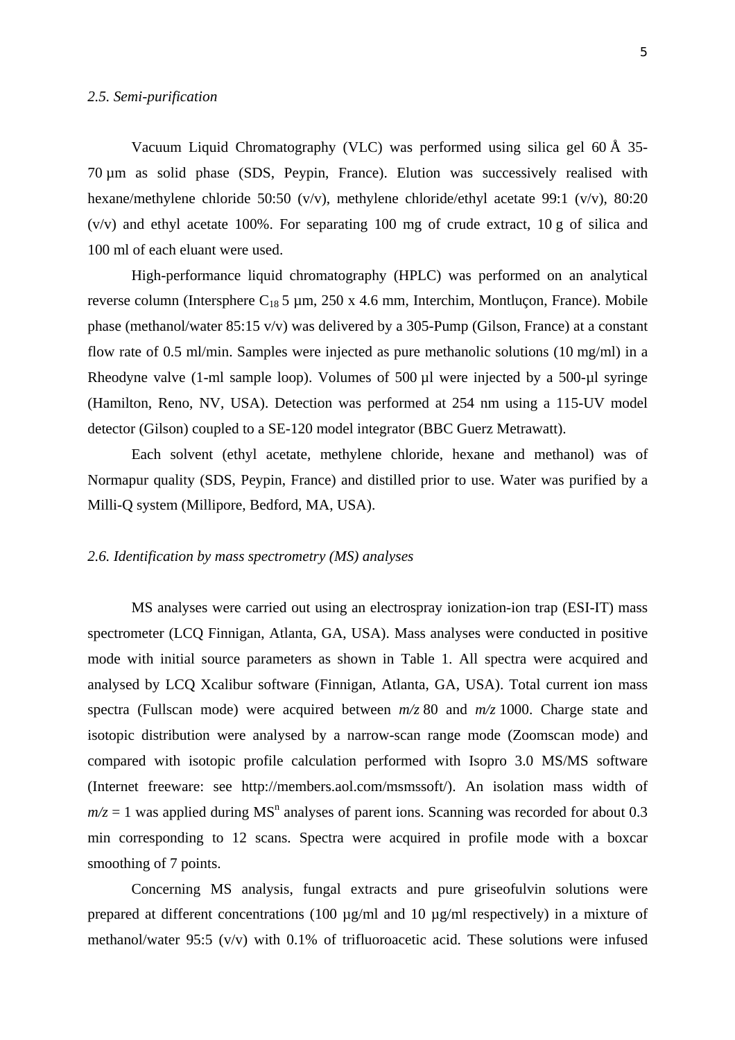*2.5. Semi-purification*

Vacuum Liquid Chromatography (VLC) was performed using silica gel 60 Å 35-70 µm as solid phase (SDS, Peypin, France). Elution was successively realised with hexane/methylene chloride 50:50 (v/v), methylene chloride/ethyl acetate 99:1 (v/v), 80:20 (v/v) and ethyl acetate 100%. For separating 100 mg of crude extract, 10 g of silica and 100 ml of each eluant were used.

High-performance liquid chromatography (HPLC) was performed on an analytical reverse column (Intersphere $C_{18}$ 5 µm, 250 x 4.6 mm, Interchim, Montluçon, France). Mobile phase (methanol/water 85:15 v/v) was delivered by a 305-Pump (Gilson, France) at a constant flow rate of 0.5 ml/min. Samples were injected as pure methanolic solutions (10 mg/ml) in a Rheodyne valve (1-ml sample loop). Volumes of 500 µl were injected by a 500-µl syringe (Hamilton, Reno, NV, USA). Detection was performed at 254 nm using a 115-UV model detector (Gilson) coupled to a SE-120 model integrator (BBC Guerz Metrawatt).

Each solvent (ethyl acetate, methylene chloride, hexane and methanol) was of Normapur quality (SDS, Peypin, France) and distilled prior to use. Water was purified by a Milli-Q system (Millipore, Bedford, MA, USA).

*2.6. Identification by mass spectrometry (MS) analyses*

MS analyses were carried out using an electrospray ionization-ion trap (ESI-IT) mass spectrometer (LCQ Finnigan, Atlanta, GA, USA). Mass analyses were conducted in positive mode with initial source parameters as shown in Table 1. All spectra were acquired and analysed by LCQ Xcalibur software (Finnigan, Atlanta, GA, USA). Total current ion mass spectra (Fullscan mode) were acquired between *m/z* 80 and *m/z* 1000. Charge state and isotopic distribution were analysed by a narrow-scan range mode (Zoomscan mode) and compared with isotopic profile calculation performed with Isopro 3.0 MS/MS software (Internet freeware: see http://members.aol.com/msmssoft/). An isolation mass width of *m/z* = 1 was applied during $MS^n$ analyses of parent ions. Scanning was recorded for about 0.3 min corresponding to 12 scans. Spectra were acquired in profile mode with a boxcar smoothing of 7 points.

Concerning MS analysis, fungal extracts and pure griseofulvin solutions were prepared at different concentrations (100 µg/ml and 10 µg/ml respectively) in a mixture of methanol/water 95:5 (v/v) with 0.1% of trifluoroacetic acid. These solutions were infused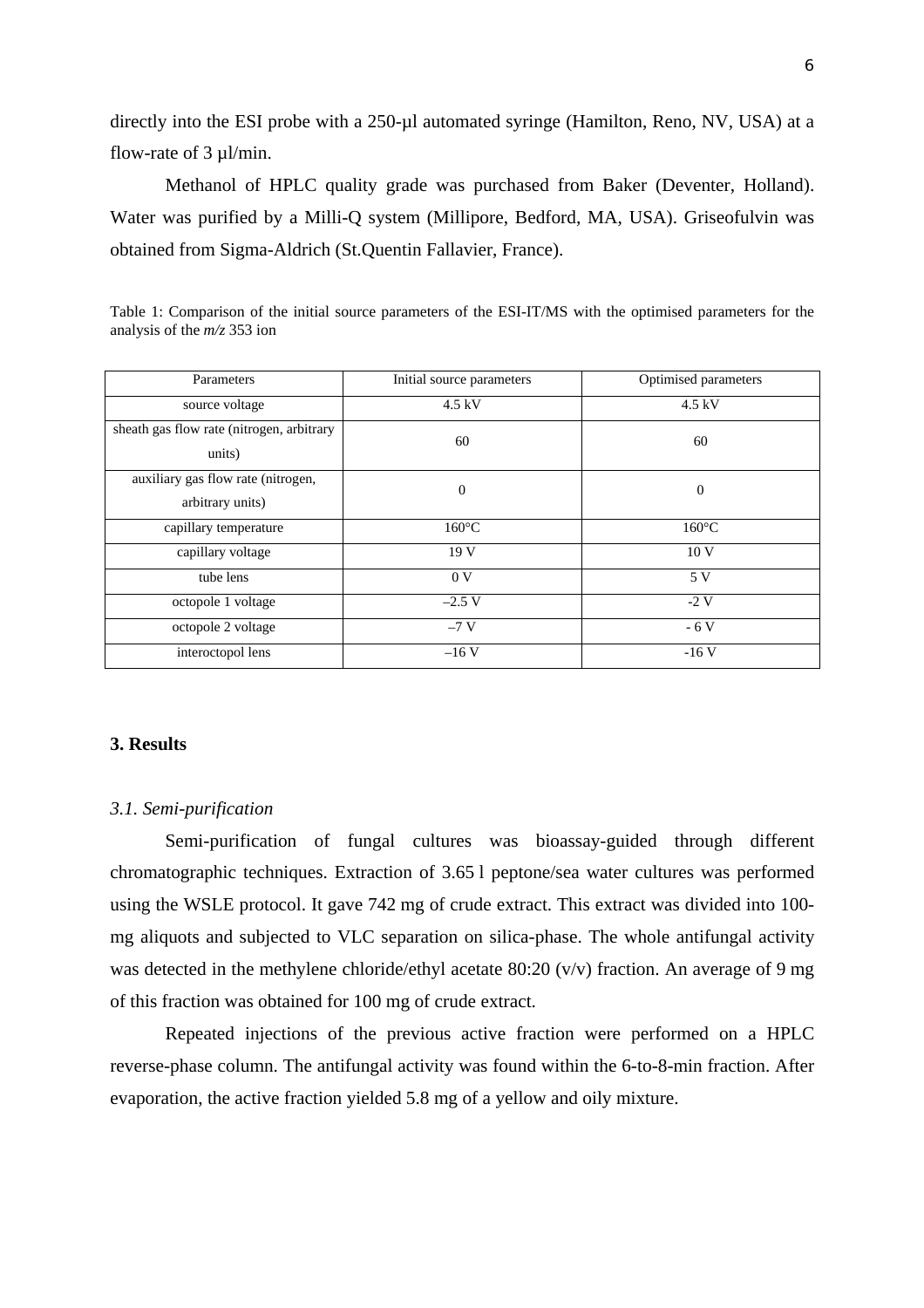directly into the ESI probe with a 250-µl automated syringe (Hamilton, Reno, NV, USA) at a flow-rate of 3 µl/min.

Methanol of HPLC quality grade was purchased from Baker (Deventer, Holland). Water was purified by a Milli-Q system (Millipore, Bedford, MA, USA). Griseofulvin was obtained from Sigma-Aldrich (St.Quentin Fallavier, France).

Table 1: Comparison of the initial source parameters of the ESI-IT/MS with the optimised parameters for the analysis of the *m/z* 353 ion

| Parameters | Initial source parameters | Optimised parameters |
|---|---|---|
| source voltage | 4.5 kV | 4.5 kV |
| sheath gas flow rate (nitrogen, arbitrary units) | 60 | 60 |
| auxiliary gas flow rate (nitrogen, arbitrary units) | 0 | 0 |
| capillary temperature | 160°C | 160°C |
| capillary voltage | 19 V | 10 V |
| tube lens | 0 V | 5 V |
| octopole 1 voltage | –2.5 V | -2 V |
| octopole 2 voltage | –7 V | - 6 V |
| interoctopol lens | –16 V | -16 V |

## 3. Results

### *3.1. Semi-purification*

Semi-purification of fungal cultures was bioassay-guided through different chromatographic techniques. Extraction of 3.65 l peptone/sea water cultures was performed using the WSLE protocol. It gave 742 mg of crude extract. This extract was divided into 100-mg aliquots and subjected to VLC separation on silica-phase. The whole antifungal activity was detected in the methylene chloride/ethyl acetate 80:20 (v/v) fraction. An average of 9 mg of this fraction was obtained for 100 mg of crude extract.

Repeated injections of the previous active fraction were performed on a HPLC reverse-phase column. The antifungal activity was found within the 6-to-8-min fraction. After evaporation, the active fraction yielded 5.8 mg of a yellow and oily mixture.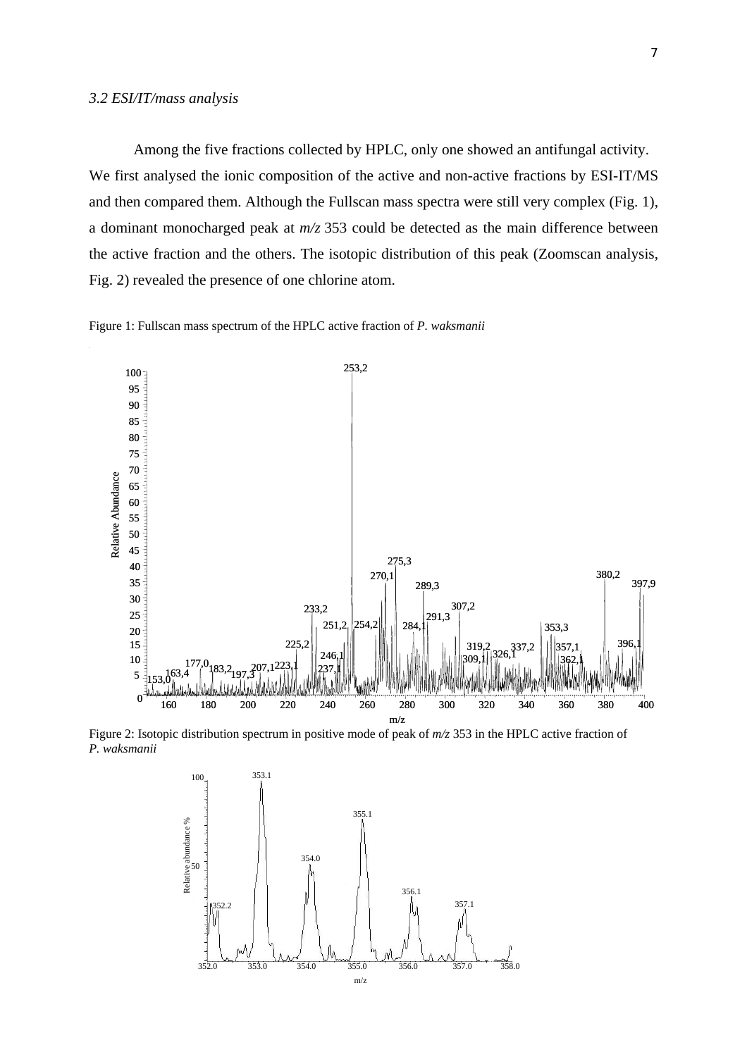### *3.2 ESI/IT/mass analysis*

Among the five fractions collected by HPLC, only one showed an antifungal activity. We first analysed the ionic composition of the active and non-active fractions by ESI-IT/MS and then compared them. Although the Fullscan mass spectra were still very complex (Fig. 1), a dominant monocharged peak at *m/z* 353 could be detected as the main difference between the active fraction and the others. The isotopic distribution of this peak (Zoomscan analysis, Fig. 2) revealed the presence of one chlorine atom.

Figure 1: Fullscan mass spectrum of the HPLC active fraction of *P. waksmanii*

Figure 2: Isotopic distribution spectrum in positive mode of peak of *m/z* 353 in the HPLC active fraction of *P. waksmanii*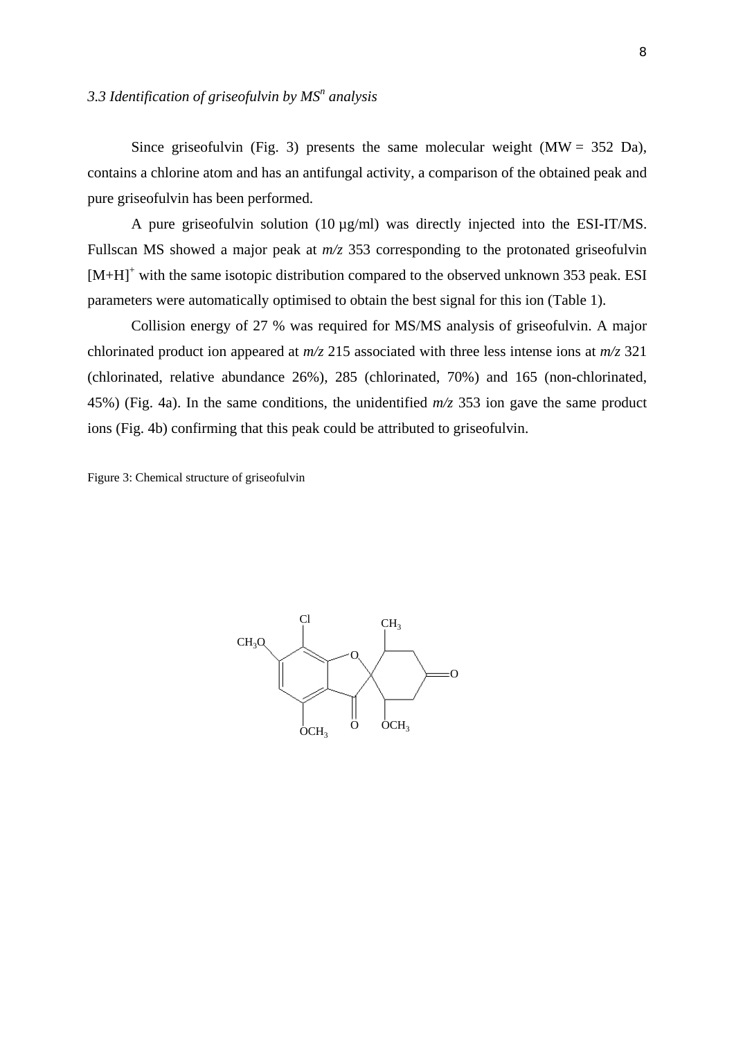### *3.3 Identification of griseofulvin by MS$^n$ analysis*

Since griseofulvin (Fig. 3) presents the same molecular weight (MW = 352 Da), contains a chlorine atom and has an antifungal activity, a comparison of the obtained peak and pure griseofulvin has been performed.

A pure griseofulvin solution (10 µg/ml) was directly injected into the ESI-IT/MS. Fullscan MS showed a major peak at *m/z* 353 corresponding to the protonated griseofulvin $[M+H]^+$ with the same isotopic distribution compared to the observed unknown 353 peak. ESI parameters were automatically optimised to obtain the best signal for this ion (Table 1).

Collision energy of 27 % was required for MS/MS analysis of griseofulvin. A major chlorinated product ion appeared at *m/z* 215 associated with three less intense ions at *m/z* 321 (chlorinated, relative abundance 26%), 285 (chlorinated, 70%) and 165 (non-chlorinated, 45%) (Fig. 4a). In the same conditions, the unidentified *m/z* 353 ion gave the same product ions (Fig. 4b) confirming that this peak could be attributed to griseofulvin.

Figure 3: Chemical structure of griseofulvin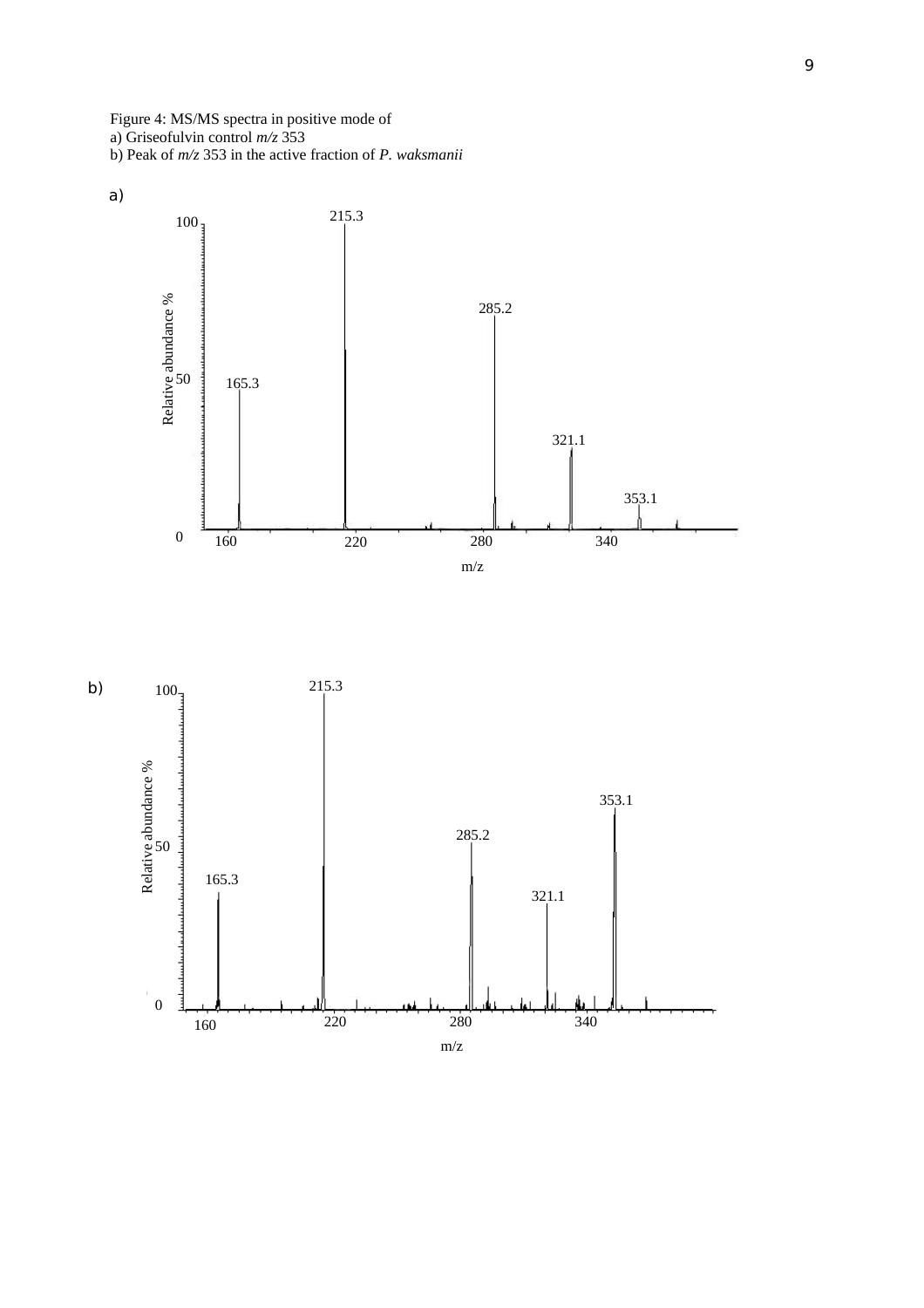Figure 4: MS/MS spectra in positive mode of
a) Griseofulvin control *m/z* 353
b) Peak of *m/z* 353 in the active fraction of *P. waksmanii*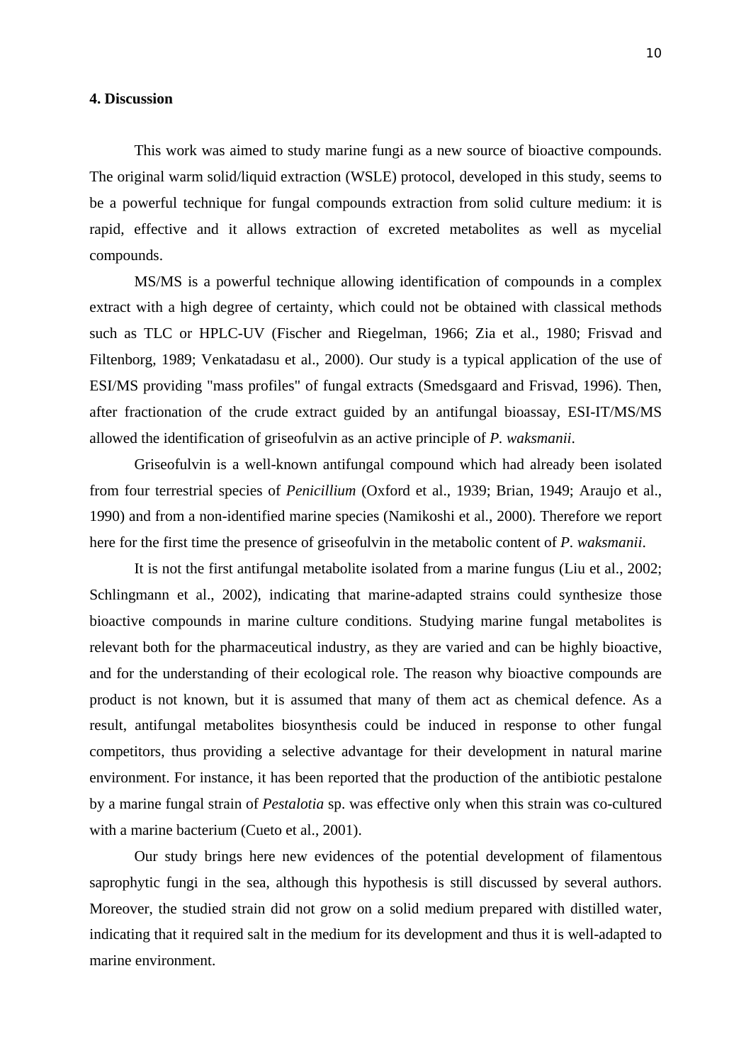## 4. Discussion

This work was aimed to study marine fungi as a new source of bioactive compounds. The original warm solid/liquid extraction (WSLE) protocol, developed in this study, seems to be a powerful technique for fungal compounds extraction from solid culture medium: it is rapid, effective and it allows extraction of excreted metabolites as well as mycelial compounds.

MS/MS is a powerful technique allowing identification of compounds in a complex extract with a high degree of certainty, which could not be obtained with classical methods such as TLC or HPLC-UV (Fischer and Riegelman, 1966; Zia et al., 1980; Frisvad and Filtenborg, 1989; Venkatadasu et al., 2000). Our study is a typical application of the use of ESI/MS providing "mass profiles" of fungal extracts (Smedsgaard and Frisvad, 1996). Then, after fractionation of the crude extract guided by an antifungal bioassay, ESI-IT/MS/MS allowed the identification of griseofulvin as an active principle of *P. waksmanii*.

Griseofulvin is a well-known antifungal compound which had already been isolated from four terrestrial species of *Penicillium* (Oxford et al., 1939; Brian, 1949; Araujo et al., 1990) and from a non-identified marine species (Namikoshi et al., 2000). Therefore we report here for the first time the presence of griseofulvin in the metabolic content of *P. waksmanii*.

It is not the first antifungal metabolite isolated from a marine fungus (Liu et al., 2002; Schlingmann et al., 2002), indicating that marine-adapted strains could synthesize those bioactive compounds in marine culture conditions. Studying marine fungal metabolites is relevant both for the pharmaceutical industry, as they are varied and can be highly bioactive, and for the understanding of their ecological role. The reason why bioactive compounds are product is not known, but it is assumed that many of them act as chemical defence. As a result, antifungal metabolites biosynthesis could be induced in response to other fungal competitors, thus providing a selective advantage for their development in natural marine environment. For instance, it has been reported that the production of the antibiotic pestalone by a marine fungal strain of *Pestalotia* sp. was effective only when this strain was co-cultured with a marine bacterium (Cueto et al., 2001).

Our study brings here new evidences of the potential development of filamentous saprophytic fungi in the sea, although this hypothesis is still discussed by several authors. Moreover, the studied strain did not grow on a solid medium prepared with distilled water, indicating that it required salt in the medium for its development and thus it is well-adapted to marine environment.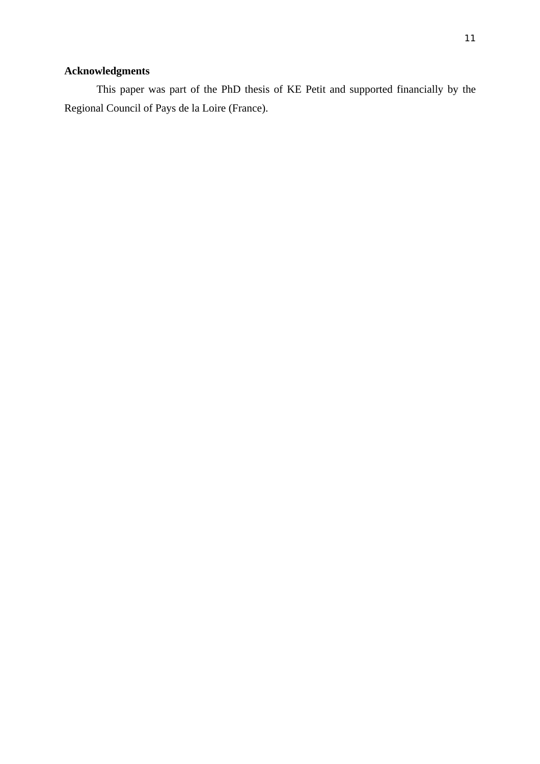## Acknowledgments

This paper was part of the PhD thesis of KE Petit and supported financially by the Regional Council of Pays de la Loire (France).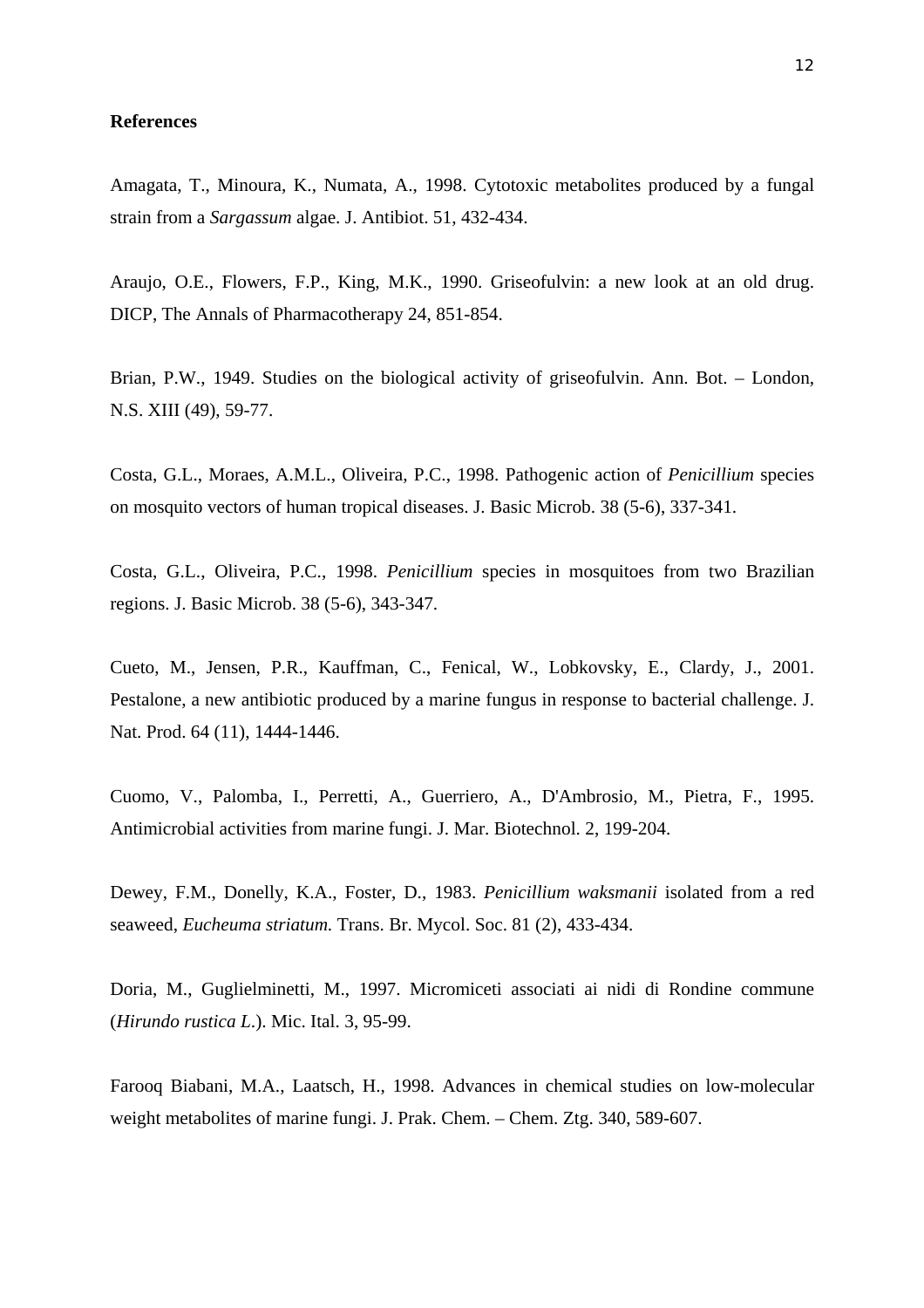**References**

Amagata, T., Minoura, K., Numata, A., 1998. Cytotoxic metabolites produced by a fungal strain from a *Sargassum* algae. J. Antibiot. 51, 432-434.

Araujo, O.E., Flowers, F.P., King, M.K., 1990. Griseofulvin: a new look at an old drug. DICP, The Annals of Pharmacotherapy 24, 851-854.

Brian, P.W., 1949. Studies on the biological activity of griseofulvin. Ann. Bot. – London, N.S. XIII (49), 59-77.

Costa, G.L., Moraes, A.M.L., Oliveira, P.C., 1998. Pathogenic action of *Penicillium* species on mosquito vectors of human tropical diseases. J. Basic Microb. 38 (5-6), 337-341.

Costa, G.L., Oliveira, P.C., 1998. *Penicillium* species in mosquitoes from two Brazilian regions. J. Basic Microb. 38 (5-6), 343-347.

Cueto, M., Jensen, P.R., Kauffman, C., Fenical, W., Lobkovsky, E., Clardy, J., 2001. Pestalone, a new antibiotic produced by a marine fungus in response to bacterial challenge. J. Nat. Prod. 64 (11), 1444-1446.

Cuomo, V., Palomba, I., Perretti, A., Guerriero, A., D'Ambrosio, M., Pietra, F., 1995. Antimicrobial activities from marine fungi. J. Mar. Biotechnol. 2, 199-204.

Dewey, F.M., Donelly, K.A., Foster, D., 1983. *Penicillium waksmanii* isolated from a red seaweed, *Eucheuma striatum.* Trans. Br. Mycol. Soc. 81 (2), 433-434.

Doria, M., Guglielminetti, M., 1997. Micromiceti associati ai nidi di Rondine commune (*Hirundo rustica L.*). Mic. Ital. 3, 95-99.

Farooq Biabani, M.A., Laatsch, H., 1998. Advances in chemical studies on low-molecular weight metabolites of marine fungi. J. Prak. Chem. – Chem. Ztg. 340, 589-607.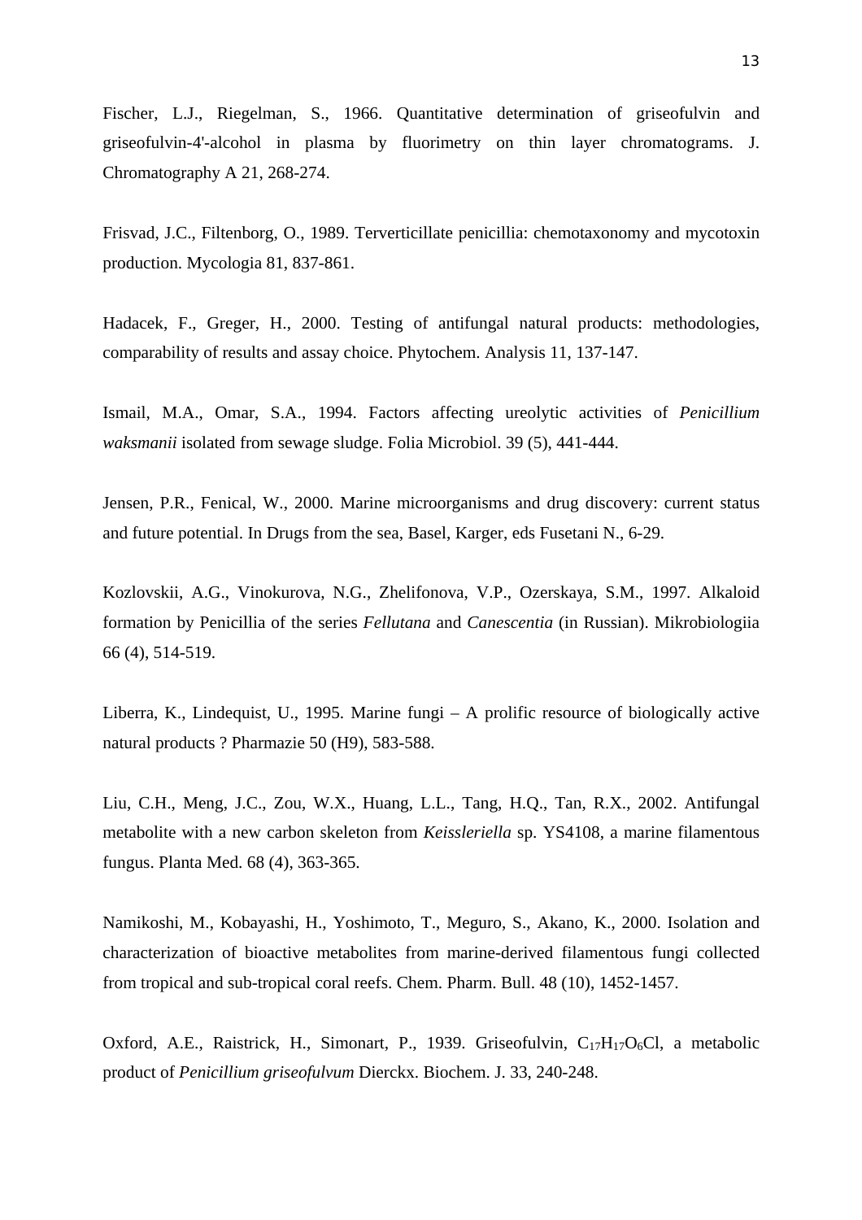Fischer, L.J., Riegelman, S., 1966. Quantitative determination of griseofulvin and griseofulvin-4'-alcohol in plasma by fluorimetry on thin layer chromatograms. J. Chromatography A 21, 268-274.

Frisvad, J.C., Filtenborg, O., 1989. Terverticillate penicillia: chemotaxonomy and mycotoxin production. Mycologia 81, 837-861.

Hadacek, F., Greger, H., 2000. Testing of antifungal natural products: methodologies, comparability of results and assay choice. Phytochem. Analysis 11, 137-147.

Ismail, M.A., Omar, S.A., 1994. Factors affecting ureolytic activities of *Penicillium waksmanii* isolated from sewage sludge. Folia Microbiol. 39 (5), 441-444.

Jensen, P.R., Fenical, W., 2000. Marine microorganisms and drug discovery: current status and future potential. In Drugs from the sea, Basel, Karger, eds Fusetani N., 6-29.

Kozlovskii, A.G., Vinokurova, N.G., Zhelifonova, V.P., Ozerskaya, S.M., 1997. Alkaloid formation by Penicillia of the series *Fellutana* and *Canescentia* (in Russian). Mikrobiologiia 66 (4), 514-519.

Liberra, K., Lindequist, U., 1995. Marine fungi – A prolific resource of biologically active natural products ? Pharmazie 50 (H9), 583-588.

Liu, C.H., Meng, J.C., Zou, W.X., Huang, L.L., Tang, H.Q., Tan, R.X., 2002. Antifungal metabolite with a new carbon skeleton from *Keissleriella* sp. YS4108, a marine filamentous fungus. Planta Med. 68 (4), 363-365.

Namikoshi, M., Kobayashi, H., Yoshimoto, T., Meguro, S., Akano, K., 2000. Isolation and characterization of bioactive metabolites from marine-derived filamentous fungi collected from tropical and sub-tropical coral reefs. Chem. Pharm. Bull. 48 (10), 1452-1457.

Oxford, A.E., Raistrick, H., Simonart, P., 1939. Griseofulvin, $C_{17}H_{17}O_6Cl$, a metabolic product of *Penicillium griseofulvum* Dierckx. Biochem. J. 33, 240-248.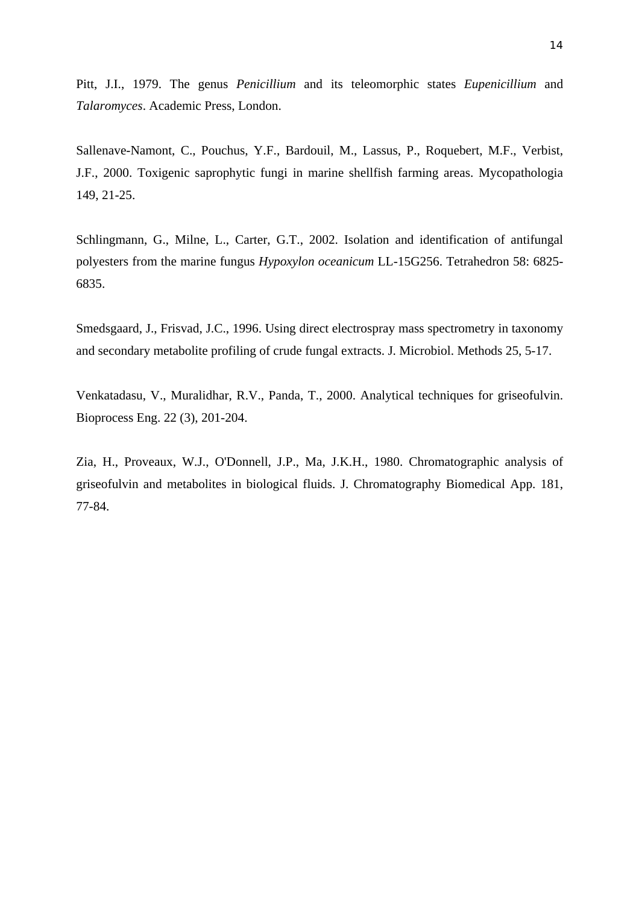Pitt, J.I., 1979. The genus *Penicillium* and its teleomorphic states *Eupenicillium* and *Talaromyces*. Academic Press, London.

Sallenave-Namont, C., Pouchus, Y.F., Bardouil, M., Lassus, P., Roquebert, M.F., Verbist, J.F., 2000. Toxigenic saprophytic fungi in marine shellfish farming areas. Mycopathologia 149, 21-25.

Schlingmann, G., Milne, L., Carter, G.T., 2002. Isolation and identification of antifungal polyesters from the marine fungus *Hypoxylon oceanicum* LL-15G256. Tetrahedron 58: 6825-6835.

Smedsgaard, J., Frisvad, J.C., 1996. Using direct electrospray mass spectrometry in taxonomy and secondary metabolite profiling of crude fungal extracts. J. Microbiol. Methods 25, 5-17.

Venkatadasu, V., Muralidhar, R.V., Panda, T., 2000. Analytical techniques for griseofulvin. Bioprocess Eng. 22 (3), 201-204.

Zia, H., Proveaux, W.J., O'Donnell, J.P., Ma, J.K.H., 1980. Chromatographic analysis of griseofulvin and metabolites in biological fluids. J. Chromatography Biomedical App. 181, 77-84.